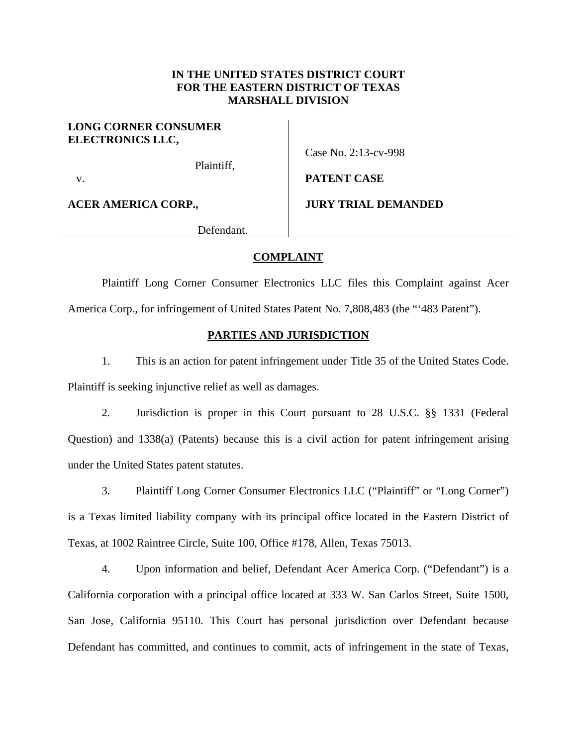**IN THE UNITED STATES DISTRICT COURT**
**FOR THE EASTERN DISTRICT OF TEXAS**
**MARSHALL DIVISION**

| | |
|---|---|
| **LONG CORNER CONSUMER ELECTRONICS LLC,** Plaintiff, | Case No. 2:13-cv-998 |
| v. | **PATENT CASE** |
| **ACER AMERICA CORP.,** Defendant. | **JURY TRIAL DEMANDED** |

## COMPLAINT

Plaintiff Long Corner Consumer Electronics LLC files this Complaint against Acer America Corp., for infringement of United States Patent No. 7,808,483 (the "'483 Patent").

## PARTIES AND JURISDICTION

1. This is an action for patent infringement under Title 35 of the United States Code. Plaintiff is seeking injunctive relief as well as damages.

2. Jurisdiction is proper in this Court pursuant to 28 U.S.C. §§ 1331 (Federal Question) and 1338(a) (Patents) because this is a civil action for patent infringement arising under the United States patent statutes.

3. Plaintiff Long Corner Consumer Electronics LLC ("Plaintiff" or "Long Corner") is a Texas limited liability company with its principal office located in the Eastern District of Texas, at 1002 Raintree Circle, Suite 100, Office #178, Allen, Texas 75013.

4. Upon information and belief, Defendant Acer America Corp. ("Defendant") is a California corporation with a principal office located at 333 W. San Carlos Street, Suite 1500, San Jose, California 95110. This Court has personal jurisdiction over Defendant because Defendant has committed, and continues to commit, acts of infringement in the state of Texas,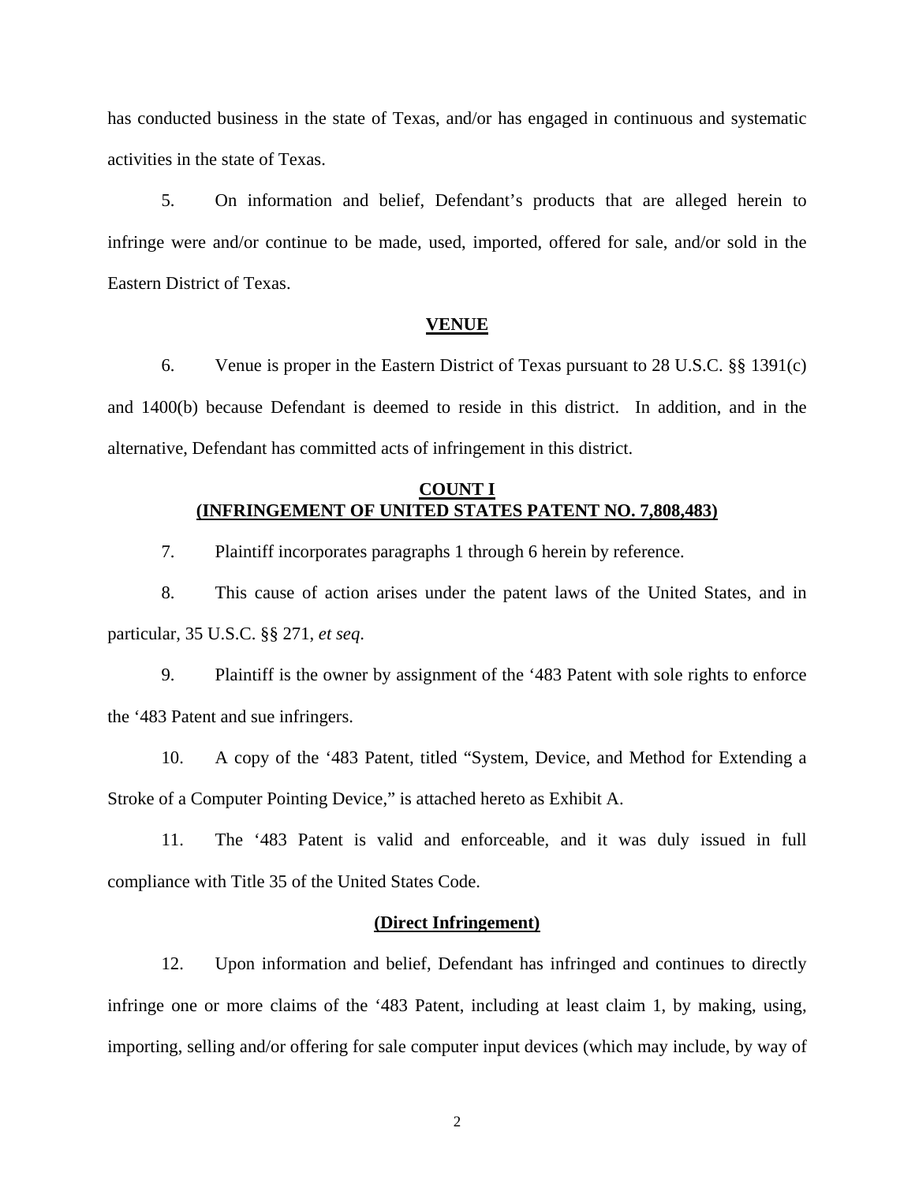has conducted business in the state of Texas, and/or has engaged in continuous and systematic activities in the state of Texas.

5. On information and belief, Defendant's products that are alleged herein to infringe were and/or continue to be made, used, imported, offered for sale, and/or sold in the Eastern District of Texas.

**VENUE**

6. Venue is proper in the Eastern District of Texas pursuant to 28 U.S.C. §§ 1391(c) and 1400(b) because Defendant is deemed to reside in this district. In addition, and in the alternative, Defendant has committed acts of infringement in this district.

**COUNT I**
**(INFRINGEMENT OF UNITED STATES PATENT NO. 7,808,483)**

7. Plaintiff incorporates paragraphs 1 through 6 herein by reference.

8. This cause of action arises under the patent laws of the United States, and in particular, 35 U.S.C. §§ 271, *et seq*.

9. Plaintiff is the owner by assignment of the '483 Patent with sole rights to enforce the '483 Patent and sue infringers.

10. A copy of the '483 Patent, titled "System, Device, and Method for Extending a Stroke of a Computer Pointing Device," is attached hereto as Exhibit A.

11. The '483 Patent is valid and enforceable, and it was duly issued in full compliance with Title 35 of the United States Code.

**(Direct Infringement)**

12. Upon information and belief, Defendant has infringed and continues to directly infringe one or more claims of the '483 Patent, including at least claim 1, by making, using, importing, selling and/or offering for sale computer input devices (which may include, by way of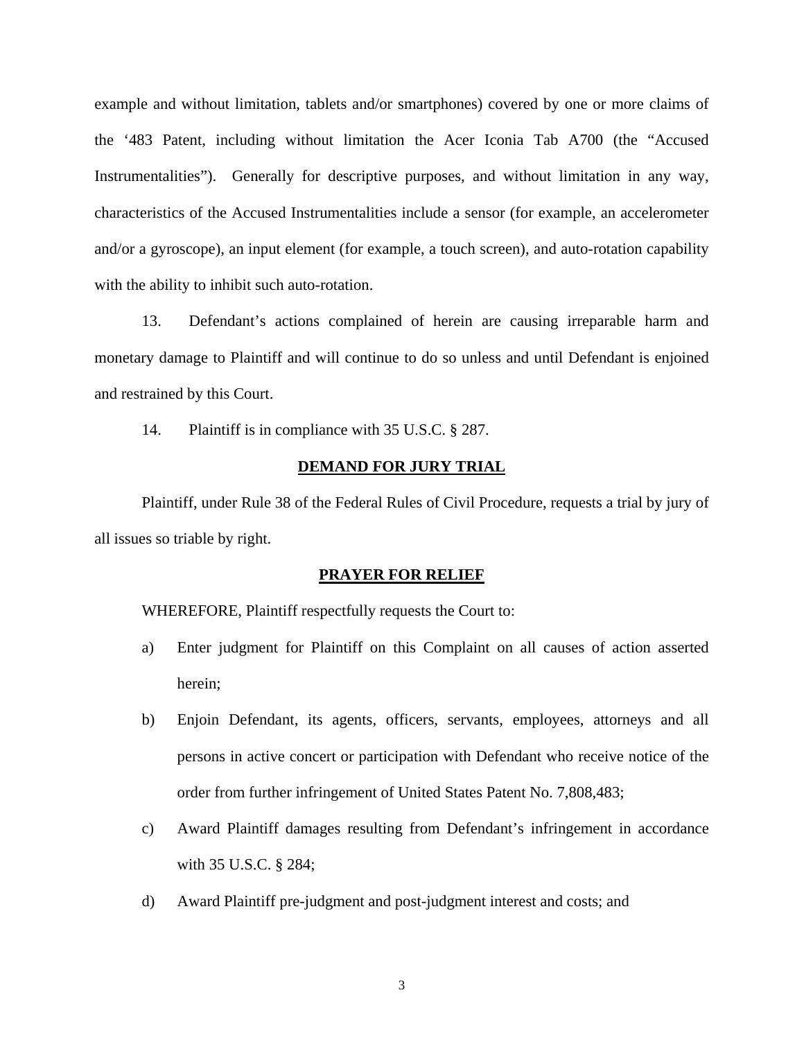example and without limitation, tablets and/or smartphones) covered by one or more claims of the '483 Patent, including without limitation the Acer Iconia Tab A700 (the "Accused Instrumentalities"). Generally for descriptive purposes, and without limitation in any way, characteristics of the Accused Instrumentalities include a sensor (for example, an accelerometer and/or a gyroscope), an input element (for example, a touch screen), and auto-rotation capability with the ability to inhibit such auto-rotation.

13. Defendant's actions complained of herein are causing irreparable harm and monetary damage to Plaintiff and will continue to do so unless and until Defendant is enjoined and restrained by this Court.

14. Plaintiff is in compliance with 35 U.S.C. § 287.

## DEMAND FOR JURY TRIAL

Plaintiff, under Rule 38 of the Federal Rules of Civil Procedure, requests a trial by jury of all issues so triable by right.

## PRAYER FOR RELIEF

WHEREFORE, Plaintiff respectfully requests the Court to:

a) Enter judgment for Plaintiff on this Complaint on all causes of action asserted herein;

b) Enjoin Defendant, its agents, officers, servants, employees, attorneys and all persons in active concert or participation with Defendant who receive notice of the order from further infringement of United States Patent No. 7,808,483;

c) Award Plaintiff damages resulting from Defendant's infringement in accordance with 35 U.S.C. § 284;

d) Award Plaintiff pre-judgment and post-judgment interest and costs; and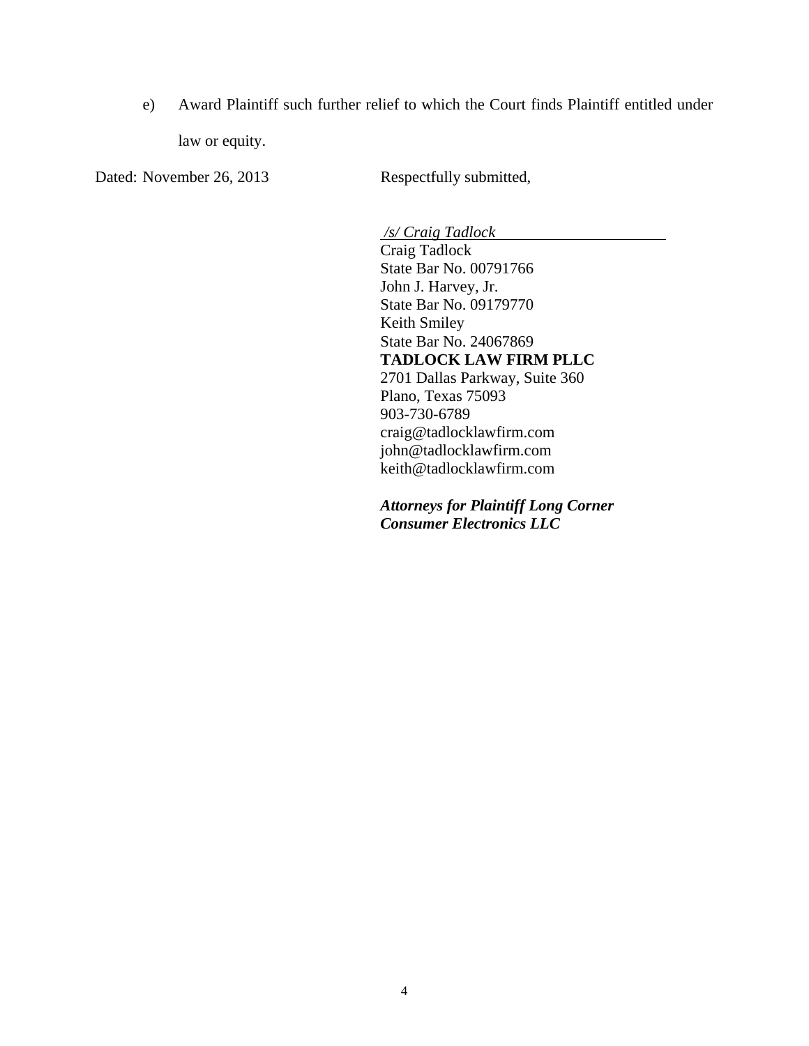e) Award Plaintiff such further relief to which the Court finds Plaintiff entitled under law or equity.

Dated: November 26, 2013

Respectfully submitted,

*/s/ Craig Tadlock*  
Craig Tadlock  
State Bar No. 00791766  
John J. Harvey, Jr.  
State Bar No. 09179770  
Keith Smiley  
State Bar No. 24067869  
**TADLOCK LAW FIRM PLLC**  
2701 Dallas Parkway, Suite 360  
Plano, Texas 75093  
903-730-6789  
craig@tadlocklawfirm.com  
john@tadlocklawfirm.com  
keith@tadlocklawfirm.com

***Attorneys for Plaintiff Long Corner Consumer Electronics LLC***